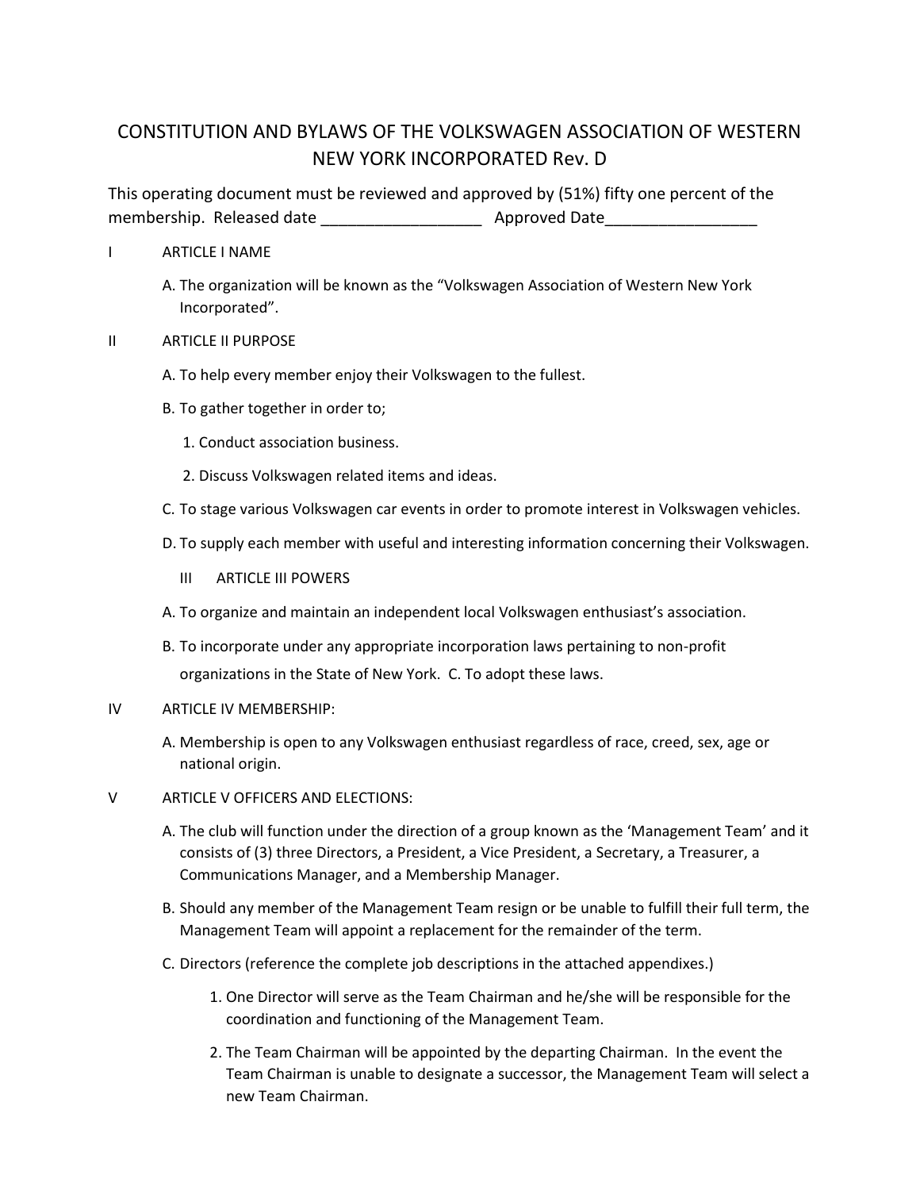# CONSTITUTION AND BYLAWS OF THE VOLKSWAGEN ASSOCIATION OF WESTERN NEW YORK INCORPORATED Rev. D

This operating document must be reviewed and approved by (51%) fifty one percent of the membership. Released date ___________________ Approved Date_________________

## I ARTICLE I NAME

A. The organization will be known as the "Volkswagen Association of Western New York Incorporated".

## II ARTICLE II PURPOSE

A. To help every member enjoy their Volkswagen to the fullest.

B. To gather together in order to;

1. Conduct association business.
2. Discuss Volkswagen related items and ideas.

C. To stage various Volkswagen car events in order to promote interest in Volkswagen vehicles.

D. To supply each member with useful and interesting information concerning their Volkswagen.

## III ARTICLE III POWERS

A. To organize and maintain an independent local Volkswagen enthusiast's association.

B. To incorporate under any appropriate incorporation laws pertaining to non-profit organizations in the State of New York. C. To adopt these laws.

## IV ARTICLE IV MEMBERSHIP:

A. Membership is open to any Volkswagen enthusiast regardless of race, creed, sex, age or national origin.

## V ARTICLE V OFFICERS AND ELECTIONS:

A. The club will function under the direction of a group known as the 'Management Team' and it consists of (3) three Directors, a President, a Vice President, a Secretary, a Treasurer, a Communications Manager, and a Membership Manager.

B. Should any member of the Management Team resign or be unable to fulfill their full term, the Management Team will appoint a replacement for the remainder of the term.

C. Directors (reference the complete job descriptions in the attached appendixes.)

1. One Director will serve as the Team Chairman and he/she will be responsible for the coordination and functioning of the Management Team.
2. The Team Chairman will be appointed by the departing Chairman. In the event the Team Chairman is unable to designate a successor, the Management Team will select a new Team Chairman.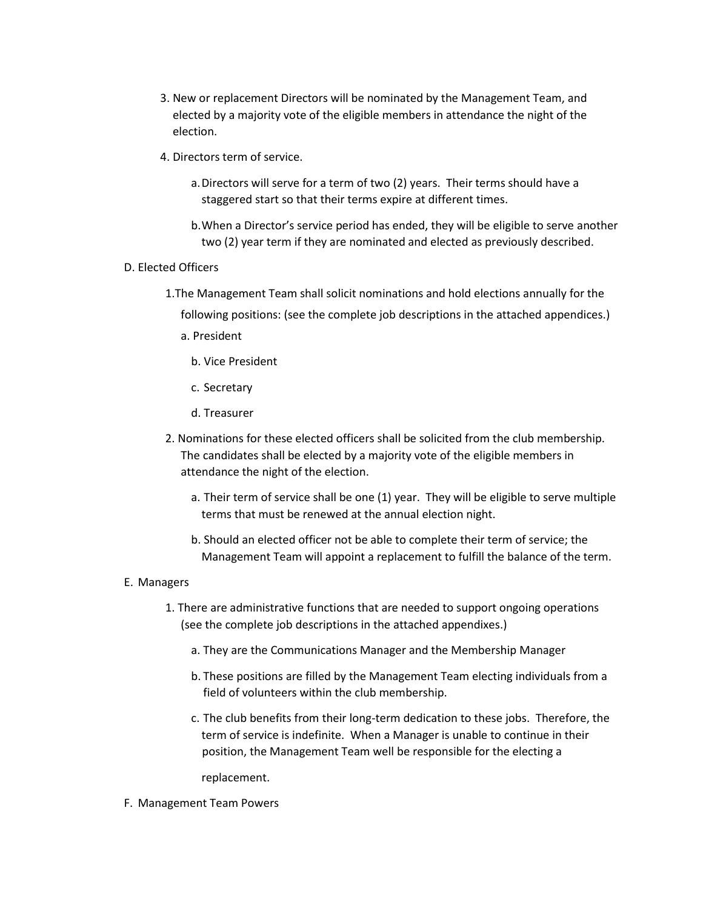3. New or replacement Directors will be nominated by the Management Team, and elected by a majority vote of the eligible members in attendance the night of the election.

4. Directors term of service.

   a. Directors will serve for a term of two (2) years. Their terms should have a staggered start so that their terms expire at different times.

   b. When a Director's service period has ended, they will be eligible to serve another two (2) year term if they are nominated and elected as previously described.

D. Elected Officers

1. The Management Team shall solicit nominations and hold elections annually for the following positions: (see the complete job descriptions in the attached appendices.)

   a. President

   b. Vice President

   c. Secretary

   d. Treasurer

2. Nominations for these elected officers shall be solicited from the club membership. The candidates shall be elected by a majority vote of the eligible members in attendance the night of the election.

   a. Their term of service shall be one (1) year. They will be eligible to serve multiple terms that must be renewed at the annual election night.

   b. Should an elected officer not be able to complete their term of service; the Management Team will appoint a replacement to fulfill the balance of the term.

E. Managers

1. There are administrative functions that are needed to support ongoing operations (see the complete job descriptions in the attached appendixes.)

   a. They are the Communications Manager and the Membership Manager

   b. These positions are filled by the Management Team electing individuals from a field of volunteers within the club membership.

   c. The club benefits from their long-term dedication to these jobs. Therefore, the term of service is indefinite. When a Manager is unable to continue in their position, the Management Team well be responsible for the electing a

      replacement.

F. Management Team Powers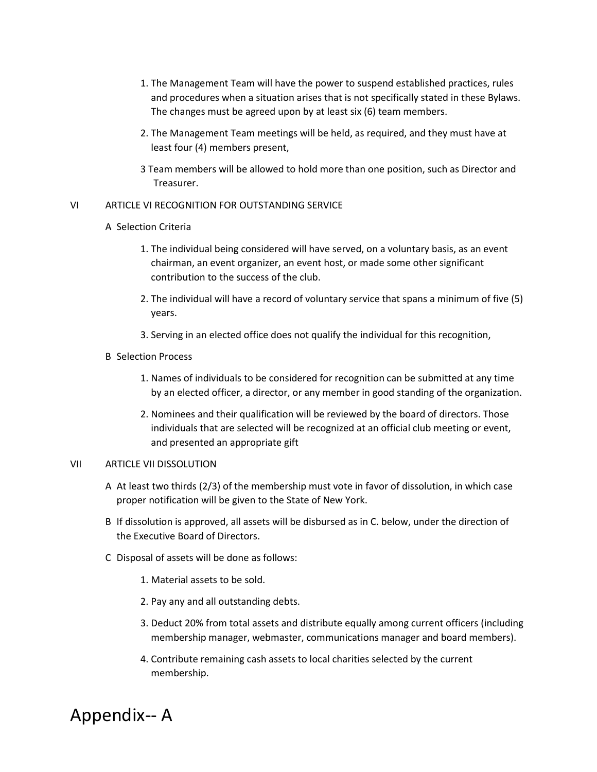1. The Management Team will have the power to suspend established practices, rules and procedures when a situation arises that is not specifically stated in these Bylaws. The changes must be agreed upon by at least six (6) team members.

2. The Management Team meetings will be held, as required, and they must have at least four (4) members present,

3 Team members will be allowed to hold more than one position, such as Director and Treasurer.

VI ARTICLE VI RECOGNITION FOR OUTSTANDING SERVICE

A Selection Criteria

1. The individual being considered will have served, on a voluntary basis, as an event chairman, an event organizer, an event host, or made some other significant contribution to the success of the club.

2. The individual will have a record of voluntary service that spans a minimum of five (5) years.

3. Serving in an elected office does not qualify the individual for this recognition,

B Selection Process

1. Names of individuals to be considered for recognition can be submitted at any time by an elected officer, a director, or any member in good standing of the organization.

2. Nominees and their qualification will be reviewed by the board of directors. Those individuals that are selected will be recognized at an official club meeting or event, and presented an appropriate gift

VII ARTICLE VII DISSOLUTION

A At least two thirds (2/3) of the membership must vote in favor of dissolution, in which case proper notification will be given to the State of New York.

B If dissolution is approved, all assets will be disbursed as in C. below, under the direction of the Executive Board of Directors.

C Disposal of assets will be done as follows:

1. Material assets to be sold.

2. Pay any and all outstanding debts.

3. Deduct 20% from total assets and distribute equally among current officers (including membership manager, webmaster, communications manager and board members).

4. Contribute remaining cash assets to local charities selected by the current membership.

# Appendix-- A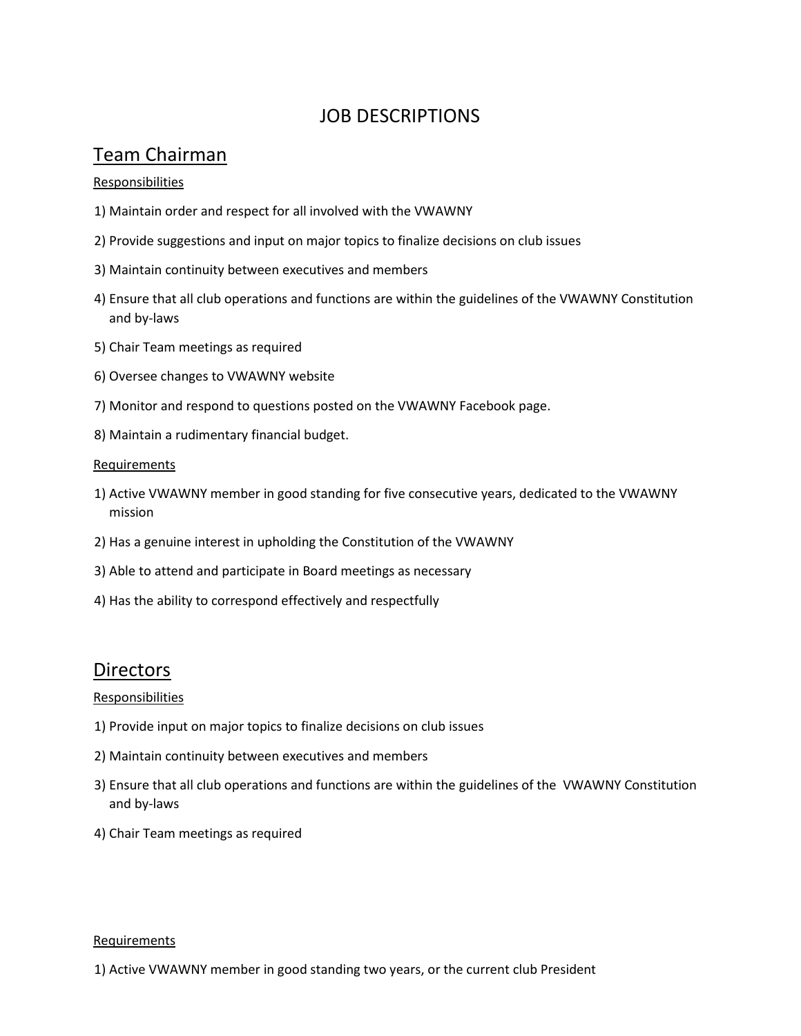# JOB DESCRIPTIONS

## Team Chairman

Responsibilities

1) Maintain order and respect for all involved with the VWAWNY
2) Provide suggestions and input on major topics to finalize decisions on club issues
3) Maintain continuity between executives and members
4) Ensure that all club operations and functions are within the guidelines of the VWAWNY Constitution and by-laws
5) Chair Team meetings as required
6) Oversee changes to VWAWNY website
7) Monitor and respond to questions posted on the VWAWNY Facebook page.
8) Maintain a rudimentary financial budget.

Requirements

1) Active VWAWNY member in good standing for five consecutive years, dedicated to the VWAWNY mission
2) Has a genuine interest in upholding the Constitution of the VWAWNY
3) Able to attend and participate in Board meetings as necessary
4) Has the ability to correspond effectively and respectfully

## Directors

Responsibilities

1) Provide input on major topics to finalize decisions on club issues
2) Maintain continuity between executives and members
3) Ensure that all club operations and functions are within the guidelines of the VWAWNY Constitution and by-laws
4) Chair Team meetings as required

Requirements

1) Active VWAWNY member in good standing two years, or the current club President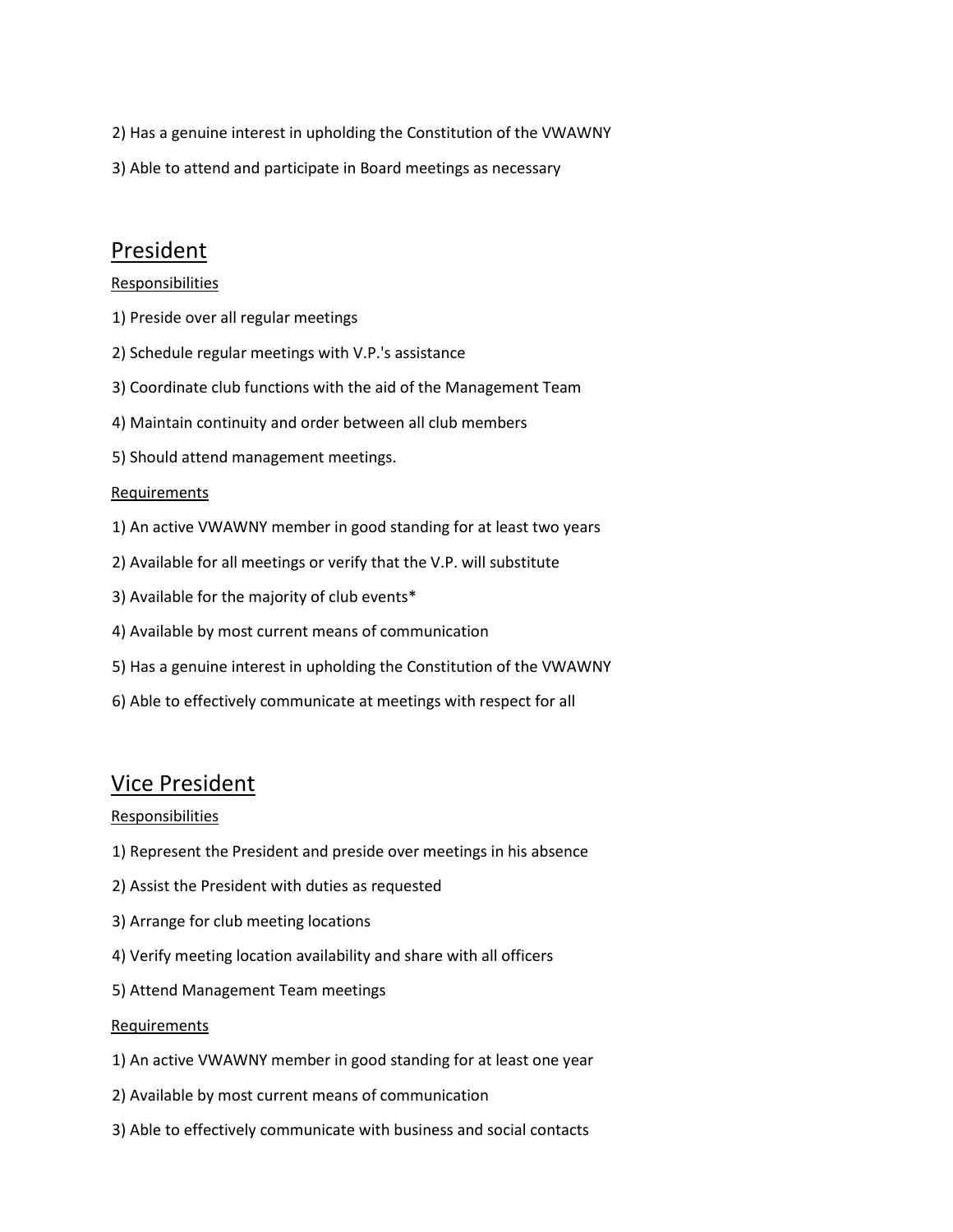2) Has a genuine interest in upholding the Constitution of the VWAWNY

3) Able to attend and participate in Board meetings as necessary

## President

Responsibilities

1) Preside over all regular meetings

2) Schedule regular meetings with V.P.'s assistance

3) Coordinate club functions with the aid of the Management Team

4) Maintain continuity and order between all club members

5) Should attend management meetings.

Requirements

1) An active VWAWNY member in good standing for at least two years

2) Available for all meetings or verify that the V.P. will substitute

3) Available for the majority of club events*

4) Available by most current means of communication

5) Has a genuine interest in upholding the Constitution of the VWAWNY

6) Able to effectively communicate at meetings with respect for all

## Vice President

Responsibilities

1) Represent the President and preside over meetings in his absence

2) Assist the President with duties as requested

3) Arrange for club meeting locations

4) Verify meeting location availability and share with all officers

5) Attend Management Team meetings

Requirements

1) An active VWAWNY member in good standing for at least one year

2) Available by most current means of communication

3) Able to effectively communicate with business and social contacts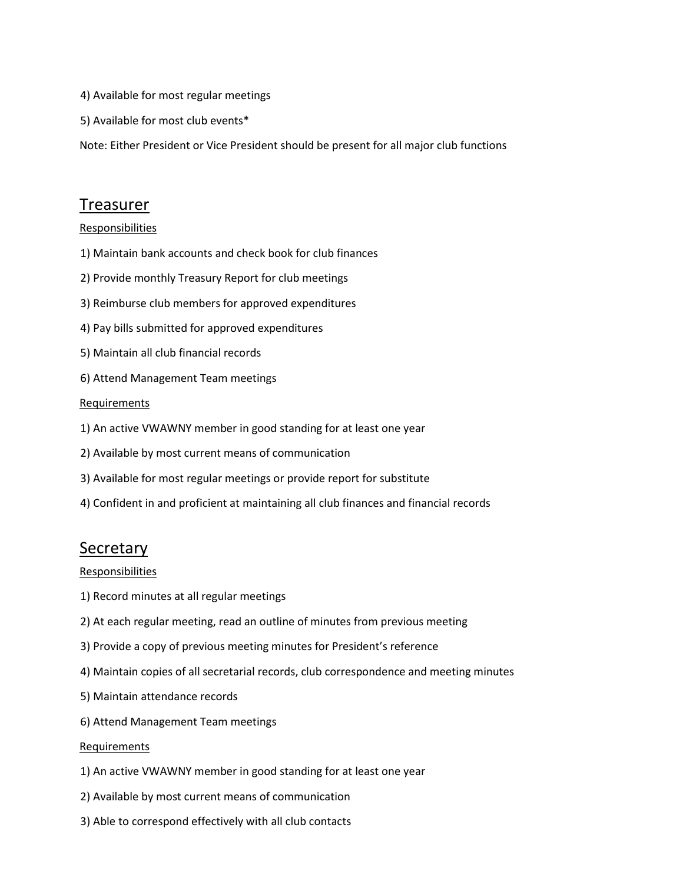4) Available for most regular meetings

5) Available for most club events*

Note: Either President or Vice President should be present for all major club functions

## Treasurer

Responsibilities

1) Maintain bank accounts and check book for club finances

2) Provide monthly Treasury Report for club meetings

3) Reimburse club members for approved expenditures

4) Pay bills submitted for approved expenditures

5) Maintain all club financial records

6) Attend Management Team meetings

Requirements

1) An active VWAWNY member in good standing for at least one year

2) Available by most current means of communication

3) Available for most regular meetings or provide report for substitute

4) Confident in and proficient at maintaining all club finances and financial records

## Secretary

Responsibilities

1) Record minutes at all regular meetings

2) At each regular meeting, read an outline of minutes from previous meeting

3) Provide a copy of previous meeting minutes for President's reference

4) Maintain copies of all secretarial records, club correspondence and meeting minutes

5) Maintain attendance records

6) Attend Management Team meetings

Requirements

1) An active VWAWNY member in good standing for at least one year

2) Available by most current means of communication

3) Able to correspond effectively with all club contacts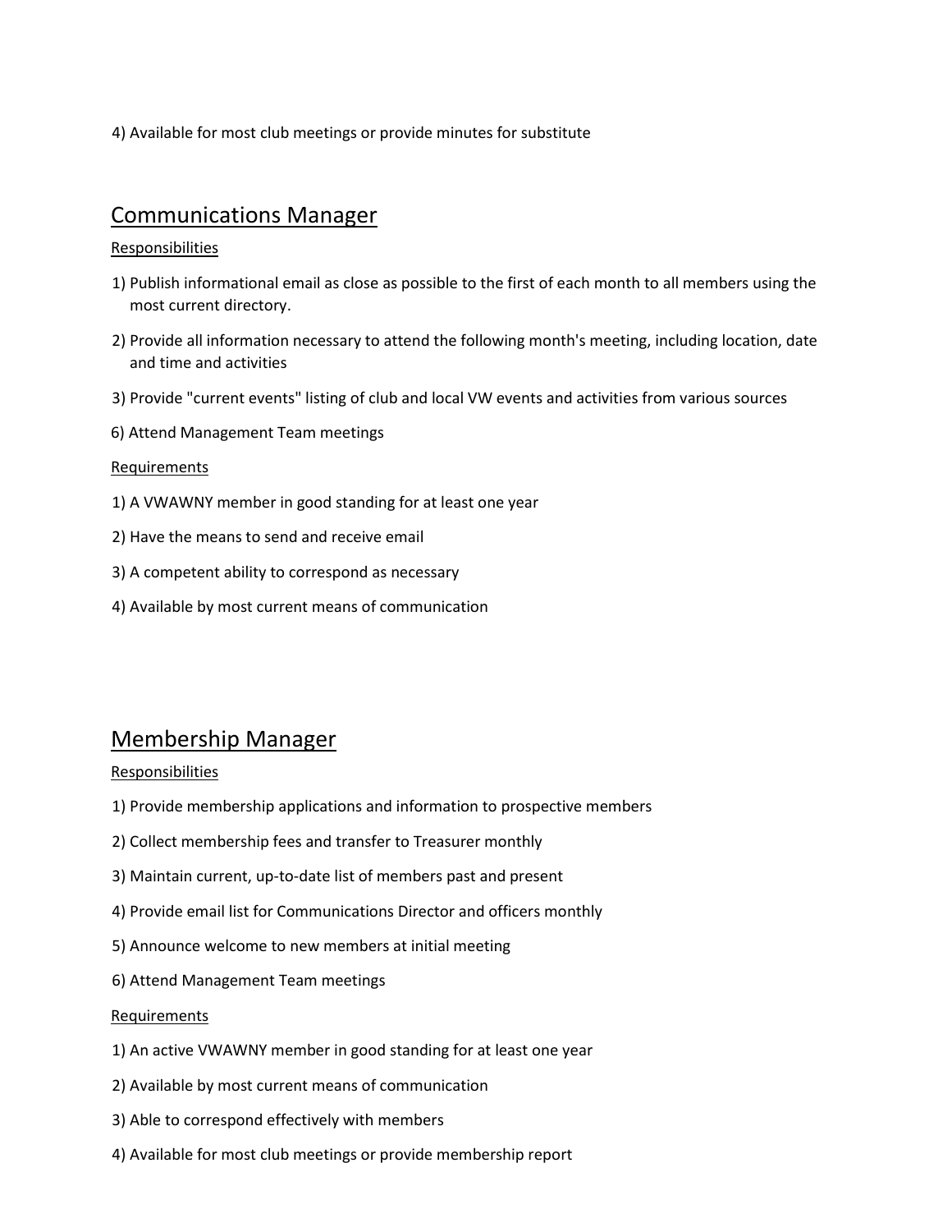4) Available for most club meetings or provide minutes for substitute

## Communications Manager

Responsibilities

1) Publish informational email as close as possible to the first of each month to all members using the most current directory.
2) Provide all information necessary to attend the following month's meeting, including location, date and time and activities
3) Provide "current events" listing of club and local VW events and activities from various sources

6) Attend Management Team meetings

Requirements

1) A VWAWNY member in good standing for at least one year
2) Have the means to send and receive email
3) A competent ability to correspond as necessary
4) Available by most current means of communication

## Membership Manager

Responsibilities

1) Provide membership applications and information to prospective members
2) Collect membership fees and transfer to Treasurer monthly
3) Maintain current, up-to-date list of members past and present
4) Provide email list for Communications Director and officers monthly
5) Announce welcome to new members at initial meeting
6) Attend Management Team meetings

Requirements

1) An active VWAWNY member in good standing for at least one year
2) Available by most current means of communication
3) Able to correspond effectively with members
4) Available for most club meetings or provide membership report